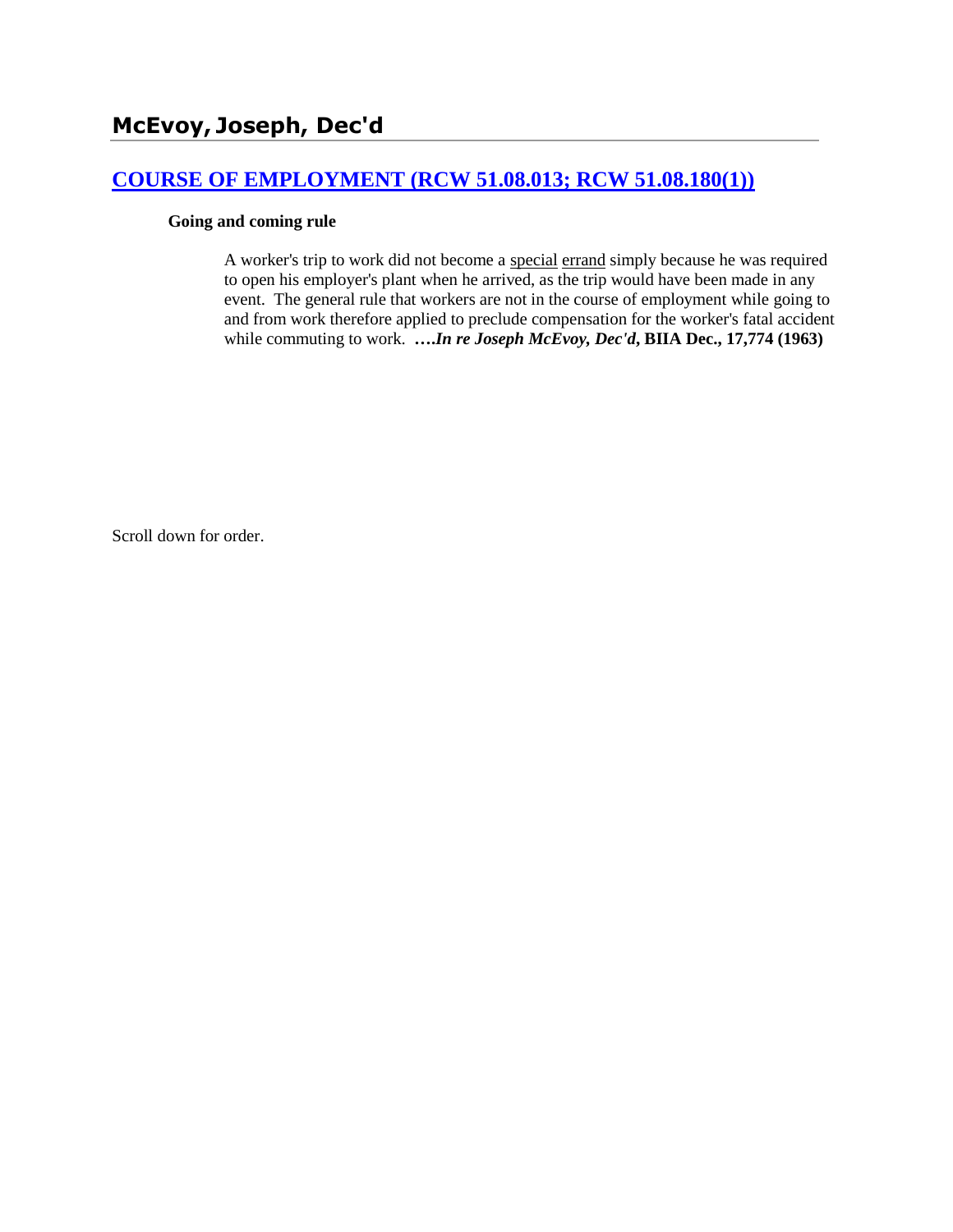## McEvoy, Joseph, Dec'd

### [COURSE OF EMPLOYMENT (RCW 51.08.013; RCW 51.08.180(1))]()

**Going and coming rule**

A worker's trip to work did not become a special errand simply because he was required to open his employer's plant when he arrived, as the trip would have been made in any event. The general rule that workers are not in the course of employment while going to and from work therefore applied to preclude compensation for the worker's fatal accident while commuting to work. ***….In re Joseph McEvoy, Dec'd*, BIIA Dec., 17,774 (1963)**

Scroll down for order.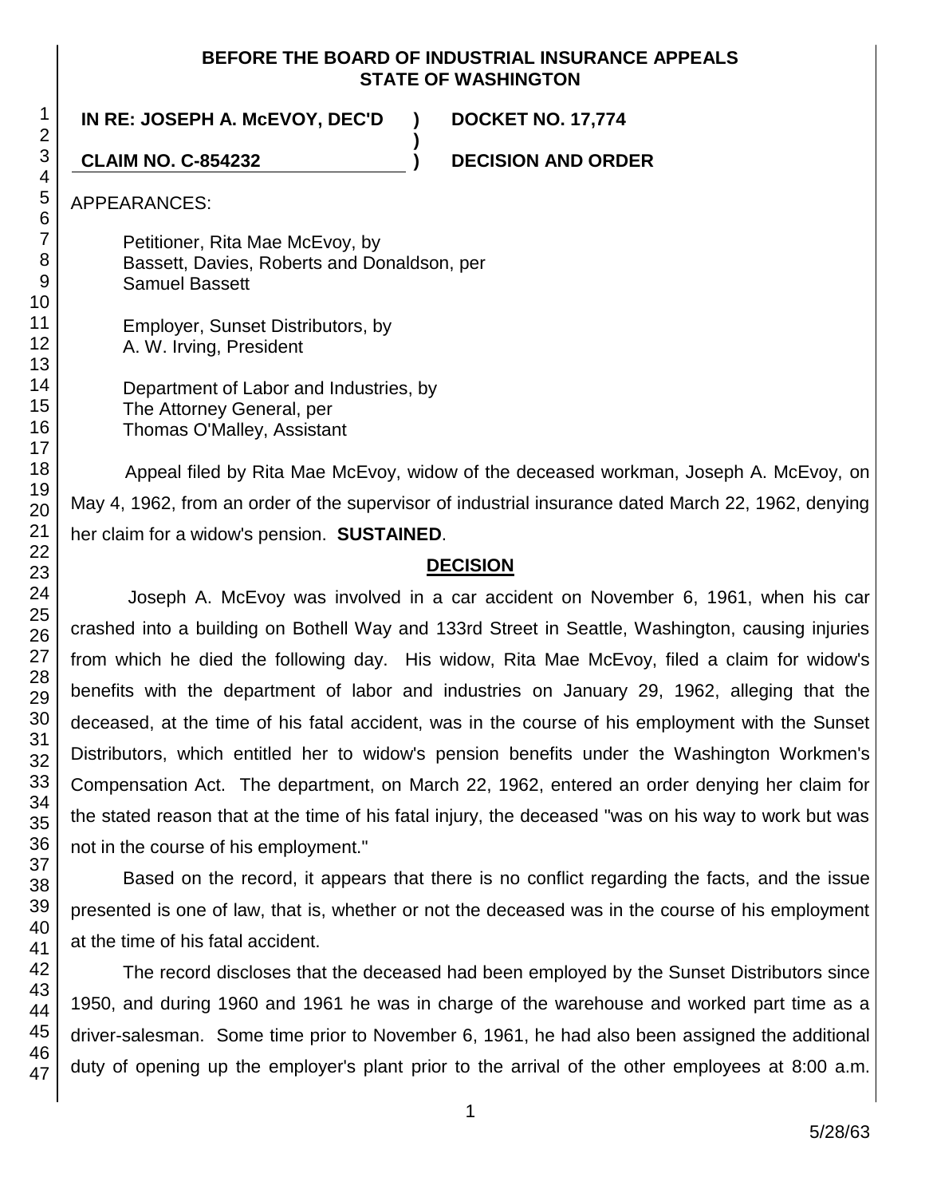**BEFORE THE BOARD OF INDUSTRIAL INSURANCE APPEALS**
**STATE OF WASHINGTON**

**IN RE: JOSEPH A. McEVOY, DEC'D ) DOCKET NO. 17,774**
**)**
**CLAIM NO. C-854232 ) DECISION AND ORDER**

APPEARANCES:

Petitioner, Rita Mae McEvoy, by
Bassett, Davies, Roberts and Donaldson, per
Samuel Bassett

Employer, Sunset Distributors, by
A. W. Irving, President

Department of Labor and Industries, by
The Attorney General, per
Thomas O'Malley, Assistant

Appeal filed by Rita Mae McEvoy, widow of the deceased workman, Joseph A. McEvoy, on May 4, 1962, from an order of the supervisor of industrial insurance dated March 22, 1962, denying her claim for a widow's pension. **SUSTAINED**.

## DECISION

Joseph A. McEvoy was involved in a car accident on November 6, 1961, when his car crashed into a building on Bothell Way and 133rd Street in Seattle, Washington, causing injuries from which he died the following day. His widow, Rita Mae McEvoy, filed a claim for widow's benefits with the department of labor and industries on January 29, 1962, alleging that the deceased, at the time of his fatal accident, was in the course of his employment with the Sunset Distributors, which entitled her to widow's pension benefits under the Washington Workmen's Compensation Act. The department, on March 22, 1962, entered an order denying her claim for the stated reason that at the time of his fatal injury, the deceased "was on his way to work but was not in the course of his employment."

Based on the record, it appears that there is no conflict regarding the facts, and the issue presented is one of law, that is, whether or not the deceased was in the course of his employment at the time of his fatal accident.

The record discloses that the deceased had been employed by the Sunset Distributors since 1950, and during 1960 and 1961 he was in charge of the warehouse and worked part time as a driver-salesman. Some time prior to November 6, 1961, he had also been assigned the additional duty of opening up the employer's plant prior to the arrival of the other employees at 8:00 a.m.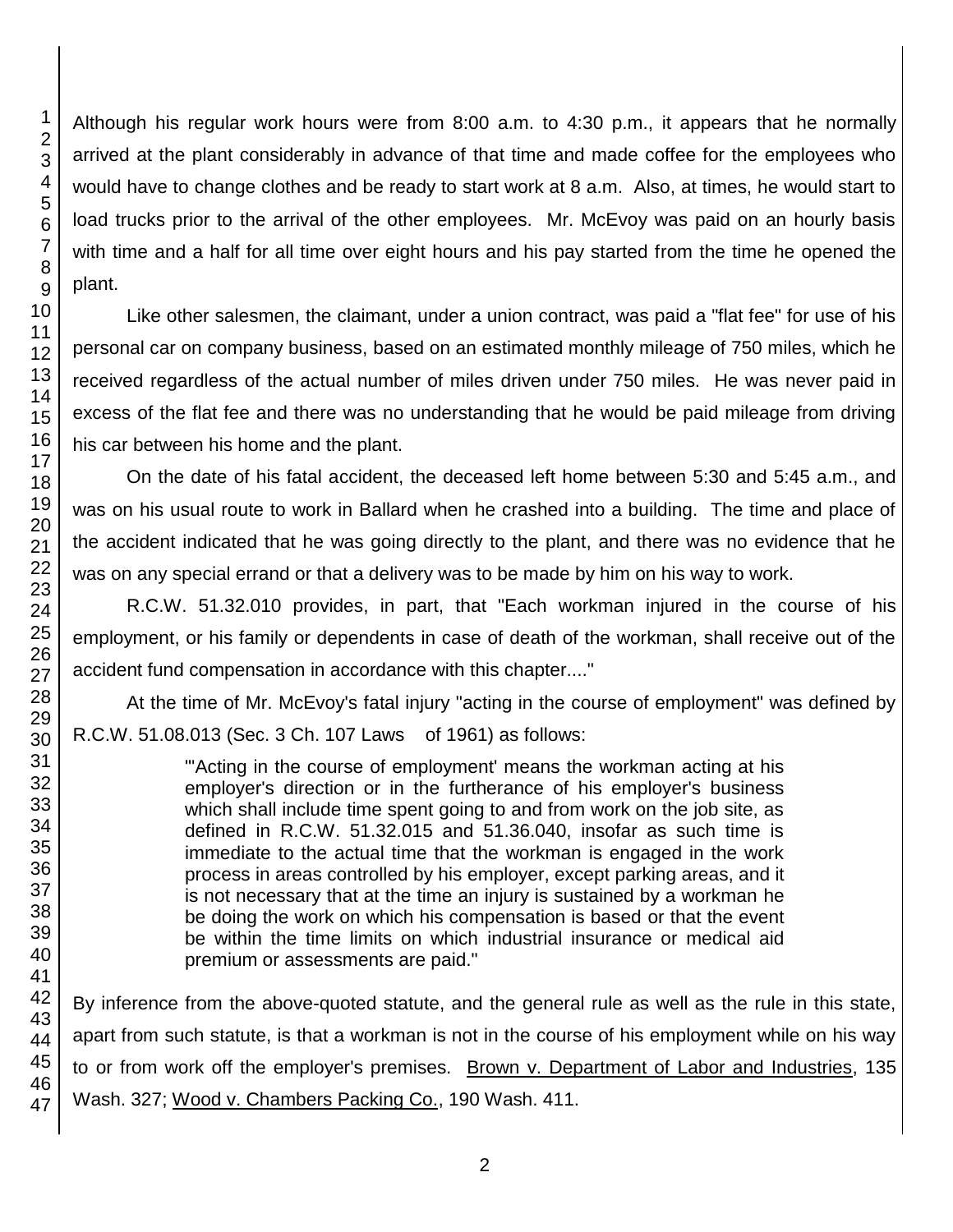Although his regular work hours were from 8:00 a.m. to 4:30 p.m., it appears that he normally arrived at the plant considerably in advance of that time and made coffee for the employees who would have to change clothes and be ready to start work at 8 a.m. Also, at times, he would start to load trucks prior to the arrival of the other employees. Mr. McEvoy was paid on an hourly basis with time and a half for all time over eight hours and his pay started from the time he opened the plant.

Like other salesmen, the claimant, under a union contract, was paid a "flat fee" for use of his personal car on company business, based on an estimated monthly mileage of 750 miles, which he received regardless of the actual number of miles driven under 750 miles. He was never paid in excess of the flat fee and there was no understanding that he would be paid mileage from driving his car between his home and the plant.

On the date of his fatal accident, the deceased left home between 5:30 and 5:45 a.m., and was on his usual route to work in Ballard when he crashed into a building. The time and place of the accident indicated that he was going directly to the plant, and there was no evidence that he was on any special errand or that a delivery was to be made by him on his way to work.

R.C.W. 51.32.010 provides, in part, that "Each workman injured in the course of his employment, or his family or dependents in case of death of the workman, shall receive out of the accident fund compensation in accordance with this chapter...."

At the time of Mr. McEvoy's fatal injury "acting in the course of employment" was defined by R.C.W. 51.08.013 (Sec. 3 Ch. 107 Laws of 1961) as follows:

> "'Acting in the course of employment' means the workman acting at his employer's direction or in the furtherance of his employer's business which shall include time spent going to and from work on the job site, as defined in R.C.W. 51.32.015 and 51.36.040, insofar as such time is immediate to the actual time that the workman is engaged in the work process in areas controlled by his employer, except parking areas, and it is not necessary that at the time an injury is sustained by a workman he be doing the work on which his compensation is based or that the event be within the time limits on which industrial insurance or medical aid premium or assessments are paid."

By inference from the above-quoted statute, and the general rule as well as the rule in this state, apart from such statute, is that a workman is not in the course of his employment while on his way to or from work off the employer's premises. Brown v. Department of Labor and Industries, 135 Wash. 327; Wood v. Chambers Packing Co., 190 Wash. 411.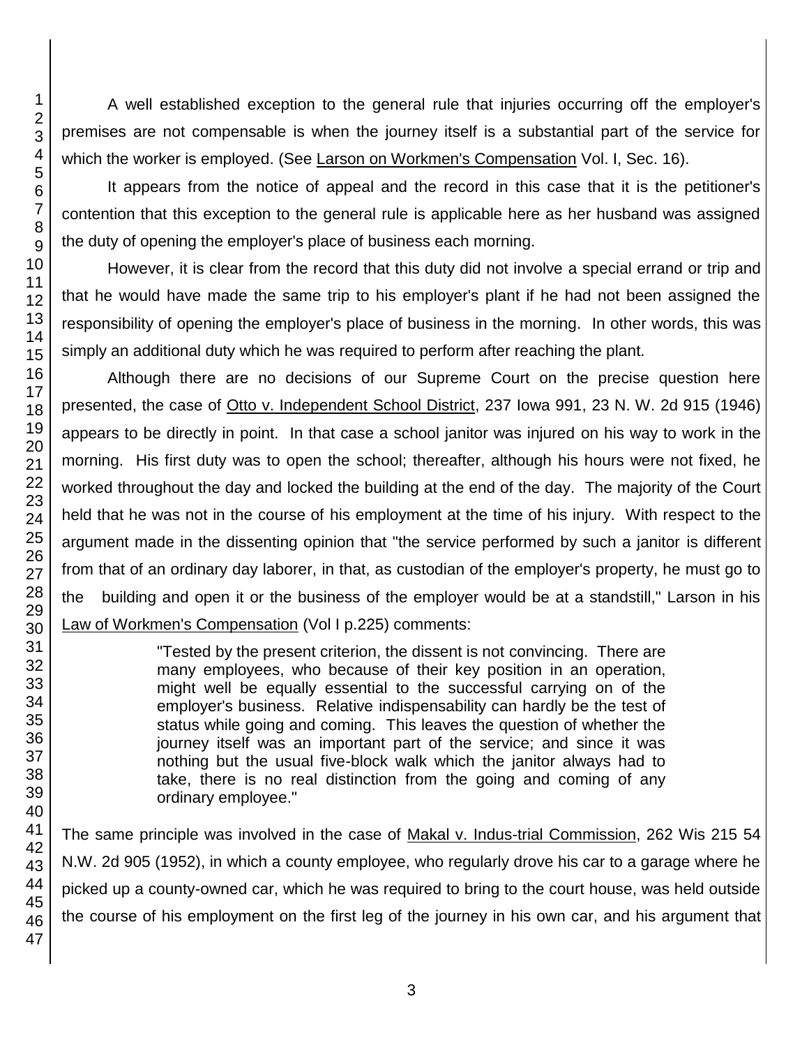A well established exception to the general rule that injuries occurring off the employer's premises are not compensable is when the journey itself is a substantial part of the service for which the worker is employed. (See Larson on Workmen's Compensation Vol. I, Sec. 16).

It appears from the notice of appeal and the record in this case that it is the petitioner's contention that this exception to the general rule is applicable here as her husband was assigned the duty of opening the employer's place of business each morning.

However, it is clear from the record that this duty did not involve a special errand or trip and that he would have made the same trip to his employer's plant if he had not been assigned the responsibility of opening the employer's place of business in the morning. In other words, this was simply an additional duty which he was required to perform after reaching the plant.

Although there are no decisions of our Supreme Court on the precise question here presented, the case of Otto v. Independent School District, 237 Iowa 991, 23 N. W. 2d 915 (1946) appears to be directly in point. In that case a school janitor was injured on his way to work in the morning. His first duty was to open the school; thereafter, although his hours were not fixed, he worked throughout the day and locked the building at the end of the day. The majority of the Court held that he was not in the course of his employment at the time of his injury. With respect to the argument made in the dissenting opinion that "the service performed by such a janitor is different from that of an ordinary day laborer, in that, as custodian of the employer's property, he must go to the building and open it or the business of the employer would be at a standstill," Larson in his Law of Workmen's Compensation (Vol I p.225) comments:

> "Tested by the present criterion, the dissent is not convincing. There are many employees, who because of their key position in an operation, might well be equally essential to the successful carrying on of the employer's business. Relative indispensability can hardly be the test of status while going and coming. This leaves the question of whether the journey itself was an important part of the service; and since it was nothing but the usual five-block walk which the janitor always had to take, there is no real distinction from the going and coming of any ordinary employee."

The same principle was involved in the case of Makal v. Indus-trial Commission, 262 Wis 215 54 N.W. 2d 905 (1952), in which a county employee, who regularly drove his car to a garage where he picked up a county-owned car, which he was required to bring to the court house, was held outside the course of his employment on the first leg of the journey in his own car, and his argument that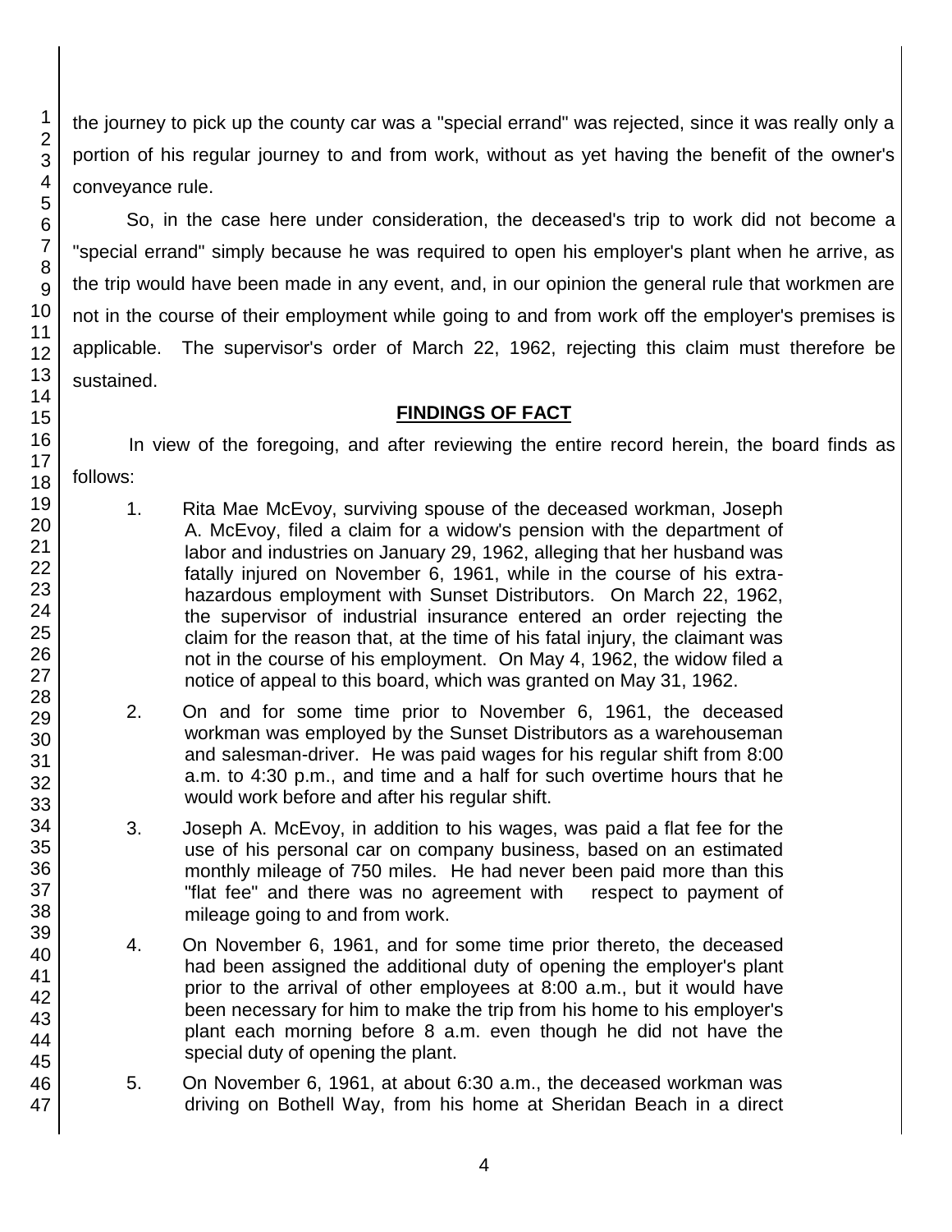the journey to pick up the county car was a "special errand" was rejected, since it was really only a portion of his regular journey to and from work, without as yet having the benefit of the owner's conveyance rule.

So, in the case here under consideration, the deceased's trip to work did not become a "special errand" simply because he was required to open his employer's plant when he arrive, as the trip would have been made in any event, and, in our opinion the general rule that workmen are not in the course of their employment while going to and from work off the employer's premises is applicable. The supervisor's order of March 22, 1962, rejecting this claim must therefore be sustained.

## FINDINGS OF FACT

In view of the foregoing, and after reviewing the entire record herein, the board finds as follows:

1. Rita Mae McEvoy, surviving spouse of the deceased workman, Joseph A. McEvoy, filed a claim for a widow's pension with the department of labor and industries on January 29, 1962, alleging that her husband was fatally injured on November 6, 1961, while in the course of his extra-hazardous employment with Sunset Distributors. On March 22, 1962, the supervisor of industrial insurance entered an order rejecting the claim for the reason that, at the time of his fatal injury, the claimant was not in the course of his employment. On May 4, 1962, the widow filed a notice of appeal to this board, which was granted on May 31, 1962.

2. On and for some time prior to November 6, 1961, the deceased workman was employed by the Sunset Distributors as a warehouseman and salesman-driver. He was paid wages for his regular shift from 8:00 a.m. to 4:30 p.m., and time and a half for such overtime hours that he would work before and after his regular shift.

3. Joseph A. McEvoy, in addition to his wages, was paid a flat fee for the use of his personal car on company business, based on an estimated monthly mileage of 750 miles. He had never been paid more than this "flat fee" and there was no agreement with respect to payment of mileage going to and from work.

4. On November 6, 1961, and for some time prior thereto, the deceased had been assigned the additional duty of opening the employer's plant prior to the arrival of other employees at 8:00 a.m., but it would have been necessary for him to make the trip from his home to his employer's plant each morning before 8 a.m. even though he did not have the special duty of opening the plant.

5. On November 6, 1961, at about 6:30 a.m., the deceased workman was driving on Bothell Way, from his home at Sheridan Beach in a direct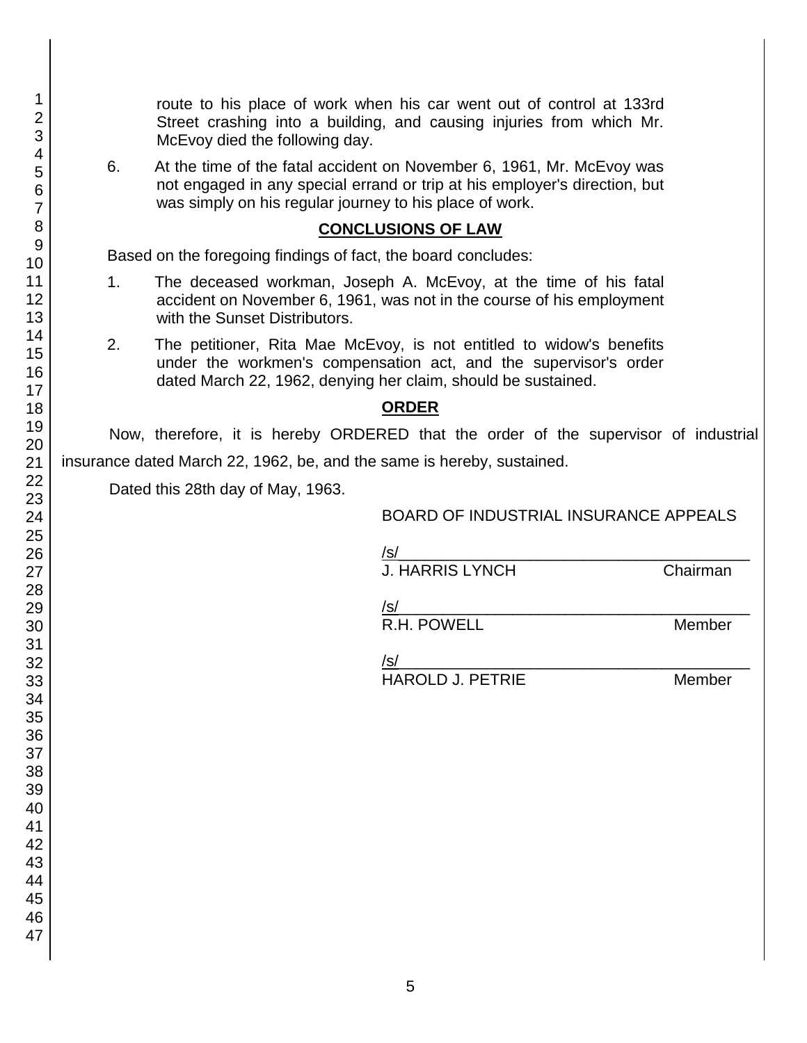route to his place of work when his car went out of control at 133rd Street crashing into a building, and causing injuries from which Mr. McEvoy died the following day.

6. At the time of the fatal accident on November 6, 1961, Mr. McEvoy was not engaged in any special errand or trip at his employer's direction, but was simply on his regular journey to his place of work.

## CONCLUSIONS OF LAW

Based on the foregoing findings of fact, the board concludes:

1. The deceased workman, Joseph A. McEvoy, at the time of his fatal accident on November 6, 1961, was not in the course of his employment with the Sunset Distributors.

2. The petitioner, Rita Mae McEvoy, is not entitled to widow's benefits under the workmen's compensation act, and the supervisor's order dated March 22, 1962, denying her claim, should be sustained.

## ORDER

Now, therefore, it is hereby ORDERED that the order of the supervisor of industrial insurance dated March 22, 1962, be, and the same is hereby, sustained.

Dated this 28th day of May, 1963.

BOARD OF INDUSTRIAL INSURANCE APPEALS

/s/
J. HARRIS LYNCH Chairman

/s/
R.H. POWELL Member

/s/
HAROLD J. PETRIE Member